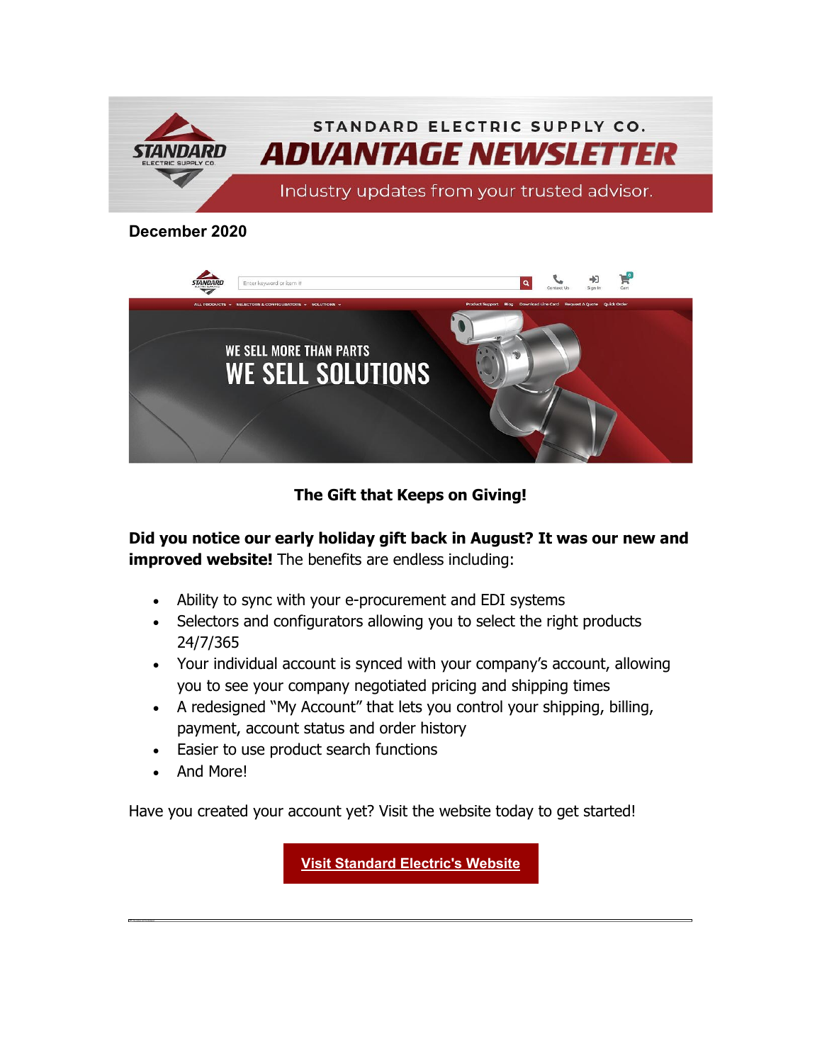December 2020

**The Gift that Keeps on Giving!**

**Did you notice our early holiday gift back in August? It was our new and improved website!** The benefits are endless including:

- Ability to sync with your e-procurement and EDI systems
- Selectors and configurators allowing you to select the right products 24/7/365
- Your individual account is synced with your company's account, allowing you to see your company negotiated pricing and shipping times
- A redesigned "My Account" that lets you control your shipping, billing, payment, account status and order history
- Easier to use product search functions
- And More!

Have you created your account yet? Visit the website today to get started!

**Visit Standard Electric's Website**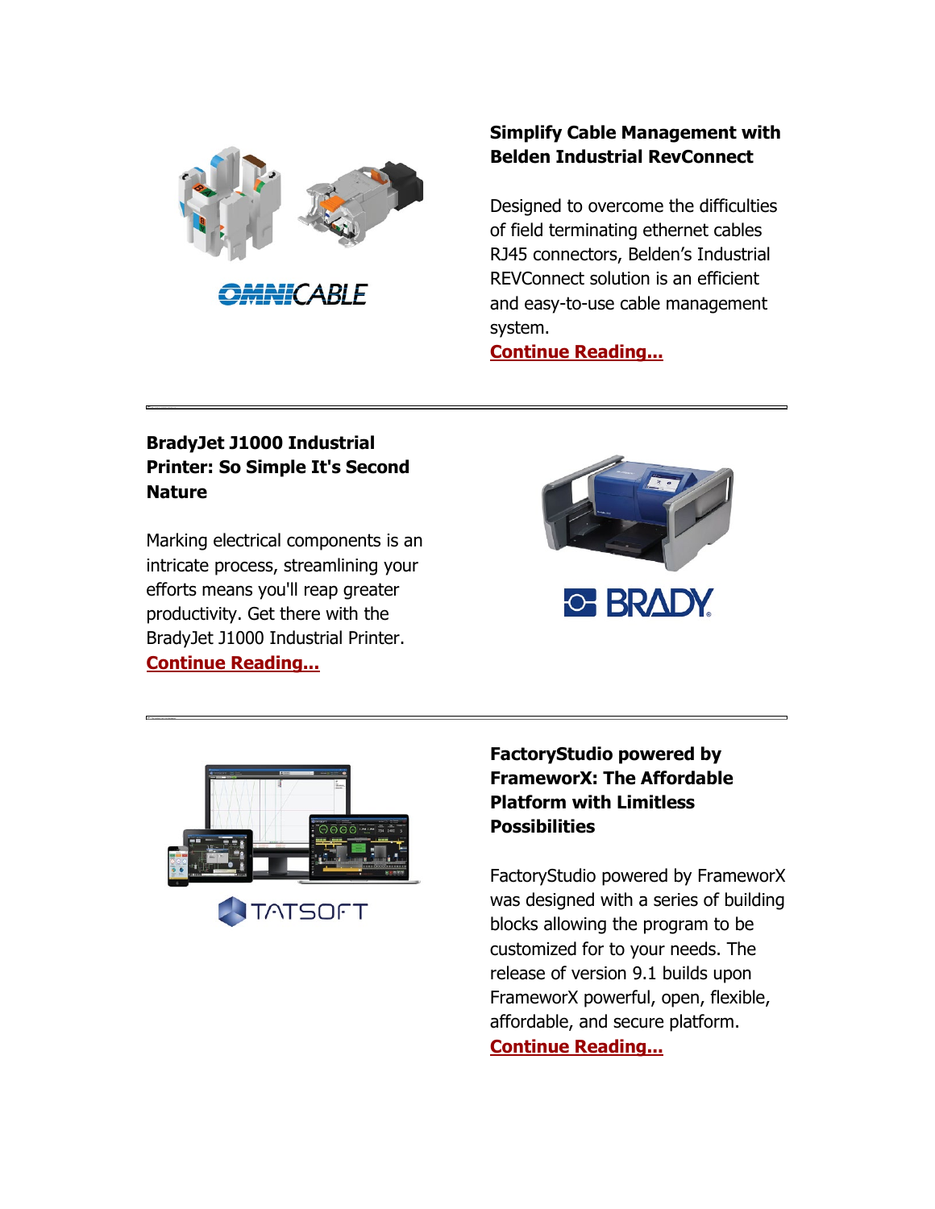### Simplify Cable Management with Belden Industrial RevConnect

Designed to overcome the difficulties of field terminating ethernet cables RJ45 connectors, Belden's Industrial REVConnect solution is an efficient and easy-to-use cable management system.
**Continue Reading...**

---

### BradyJet J1000 Industrial Printer: So Simple It's Second Nature

Marking electrical components is an intricate process, streamlining your efforts means you'll reap greater productivity. Get there with the BradyJet J1000 Industrial Printer.
**Continue Reading...**

---

### FactoryStudio powered by FrameworX: The Affordable Platform with Limitless Possibilities

FactoryStudio powered by FrameworX was designed with a series of building blocks allowing the program to be customized for to your needs. The release of version 9.1 builds upon FrameworX powerful, open, flexible, affordable, and secure platform.
**Continue Reading...**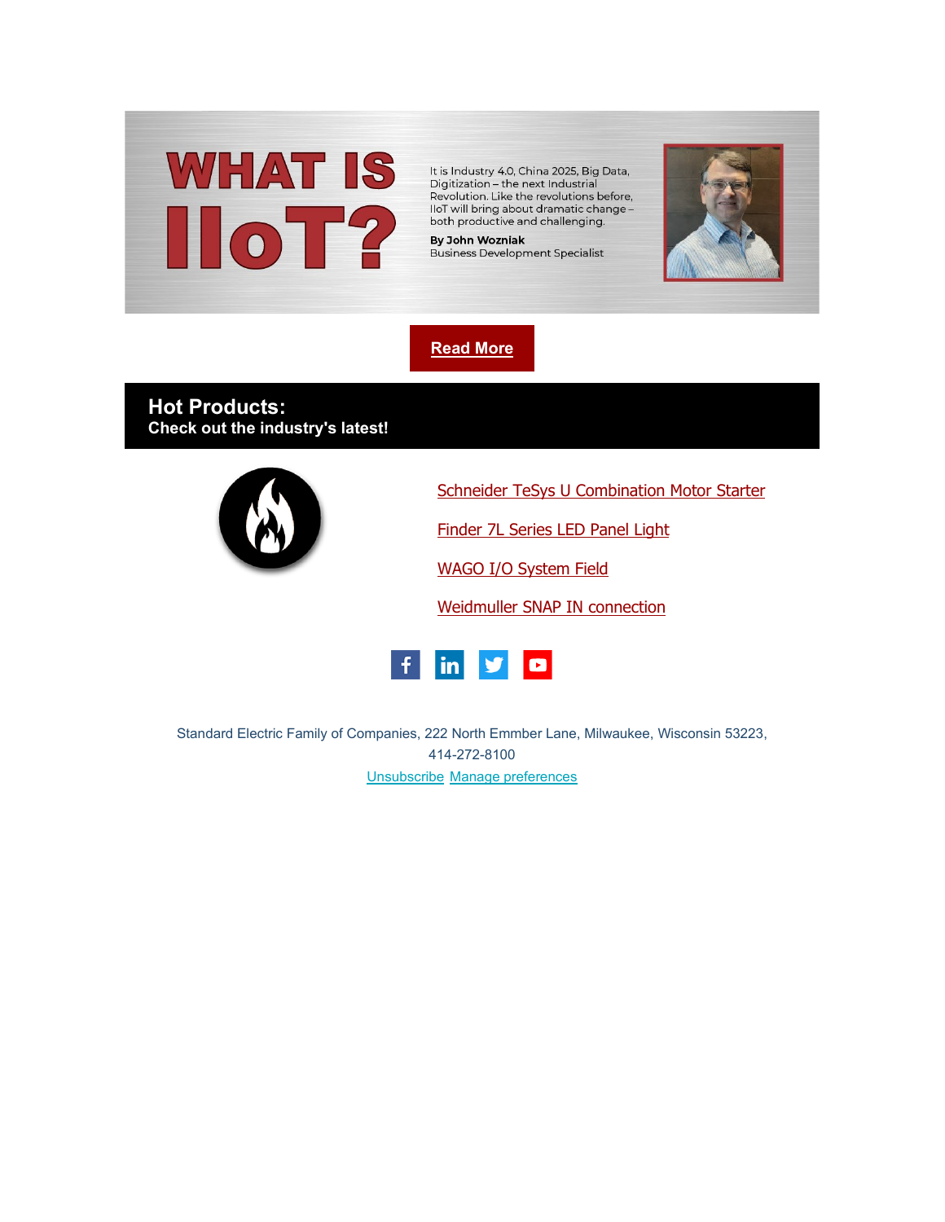# WHAT IS IIoT?

It is Industry 4.0, China 2025, Big Data, Digitization – the next Industrial Revolution. Like the revolutions before, IIoT will bring about dramatic change – both productive and challenging.

**By John Wozniak**
Business Development Specialist

**Read More**

## Hot Products:

**Check out the industry's latest!**

Schneider TeSys U Combination Motor Starter

Finder 7L Series LED Panel Light

WAGO I/O System Field

Weidmuller SNAP IN connection

Standard Electric Family of Companies, 222 North Emmber Lane, Milwaukee, Wisconsin 53223, 414-272-8100

Unsubscribe Manage preferences